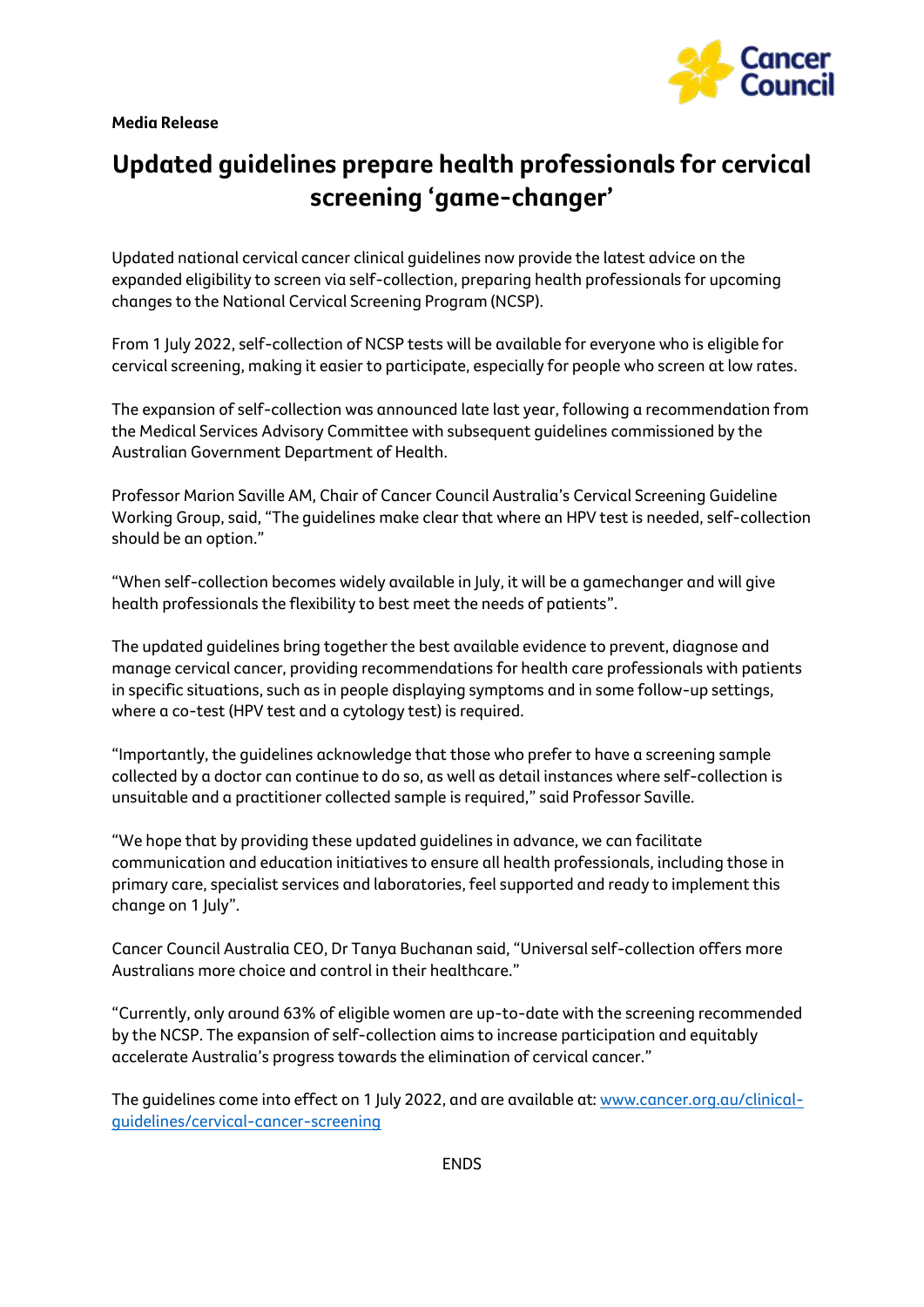**Media Release**

# Updated guidelines prepare health professionals for cervical screening 'game-changer'

Updated national cervical cancer clinical guidelines now provide the latest advice on the expanded eligibility to screen via self-collection, preparing health professionals for upcoming changes to the National Cervical Screening Program (NCSP).

From 1 July 2022, self-collection of NCSP tests will be available for everyone who is eligible for cervical screening, making it easier to participate, especially for people who screen at low rates.

The expansion of self-collection was announced late last year, following a recommendation from the Medical Services Advisory Committee with subsequent guidelines commissioned by the Australian Government Department of Health.

Professor Marion Saville AM, Chair of Cancer Council Australia's Cervical Screening Guideline Working Group, said, "The guidelines make clear that where an HPV test is needed, self-collection should be an option."

"When self-collection becomes widely available in July, it will be a gamechanger and will give health professionals the flexibility to best meet the needs of patients".

The updated guidelines bring together the best available evidence to prevent, diagnose and manage cervical cancer, providing recommendations for health care professionals with patients in specific situations, such as in people displaying symptoms and in some follow-up settings, where a co-test (HPV test and a cytology test) is required.

"Importantly, the guidelines acknowledge that those who prefer to have a screening sample collected by a doctor can continue to do so, as well as detail instances where self-collection is unsuitable and a practitioner collected sample is required," said Professor Saville.

"We hope that by providing these updated guidelines in advance, we can facilitate communication and education initiatives to ensure all health professionals, including those in primary care, specialist services and laboratories, feel supported and ready to implement this change on 1 July".

Cancer Council Australia CEO, Dr Tanya Buchanan said, "Universal self-collection offers more Australians more choice and control in their healthcare."

"Currently, only around 63% of eligible women are up-to-date with the screening recommended by the NCSP. The expansion of self-collection aims to increase participation and equitably accelerate Australia's progress towards the elimination of cervical cancer."

The guidelines come into effect on 1 July 2022, and are available at: [www.cancer.org.au/clinical-guidelines/cervical-cancer-screening](www.cancer.org.au/clinical-guidelines/cervical-cancer-screening)

ENDS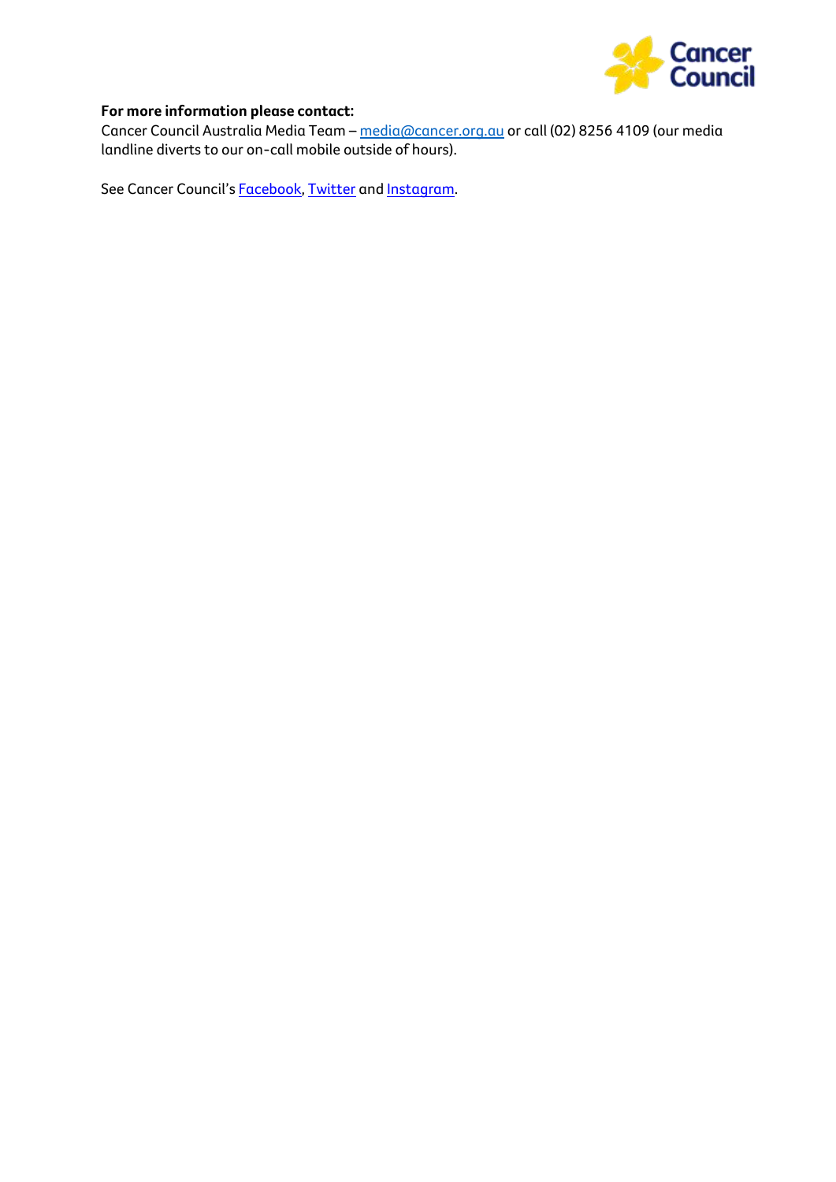**For more information please contact:**
Cancer Council Australia Media Team – media@cancer.org.au or call (02) 8256 4109 (our media landline diverts to our on-call mobile outside of hours).

See Cancer Council's Facebook, Twitter and Instagram.